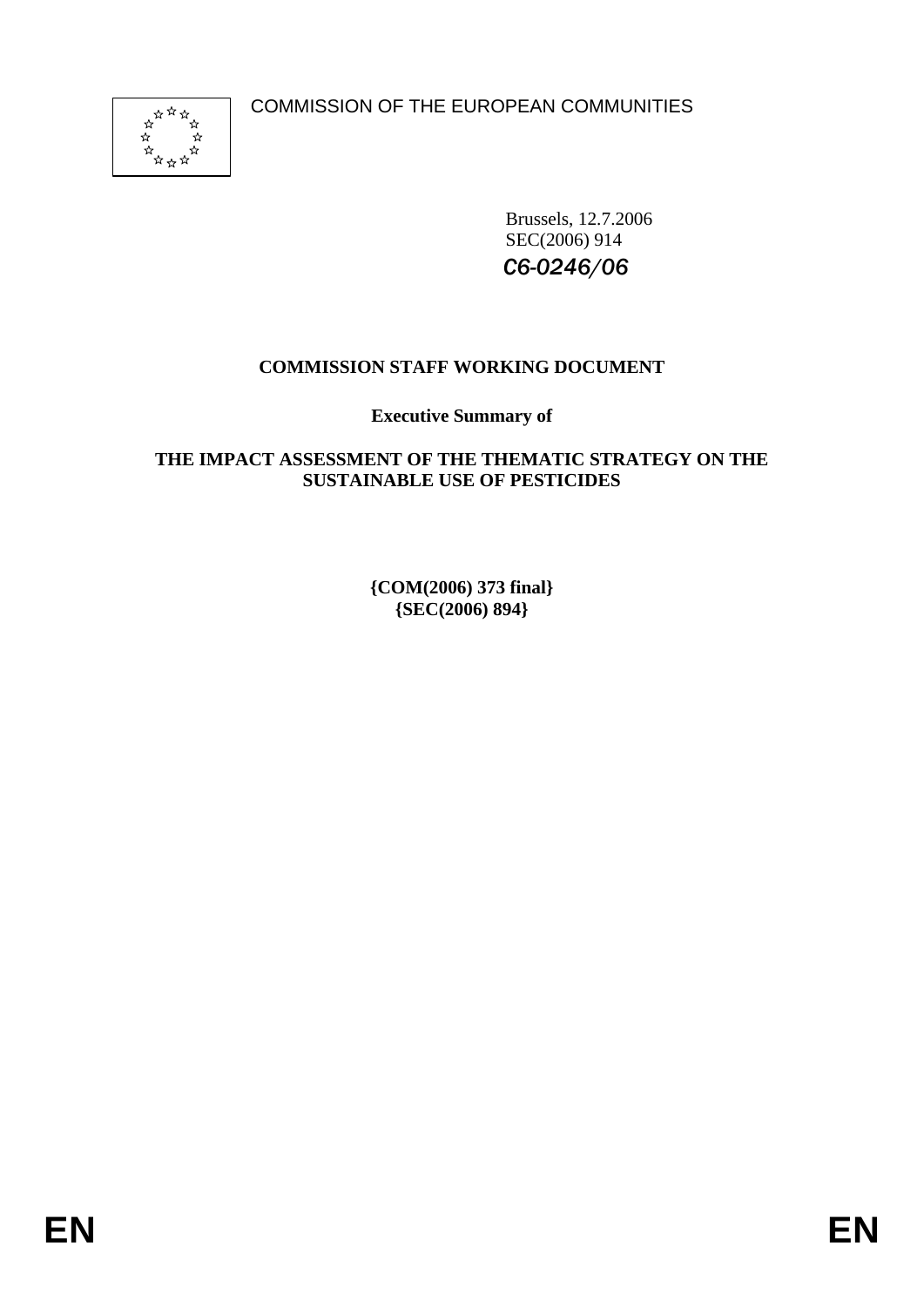COMMISSION OF THE EUROPEAN COMMUNITIES

Brussels, 12.7.2006
SEC(2006) 914

*C6-0246/06*

**COMMISSION STAFF WORKING DOCUMENT**

**Executive Summary of**

**THE IMPACT ASSESSMENT OF THE THEMATIC STRATEGY ON THE SUSTAINABLE USE OF PESTICIDES**

**{COM(2006) 373 final}**
**{SEC(2006) 894}**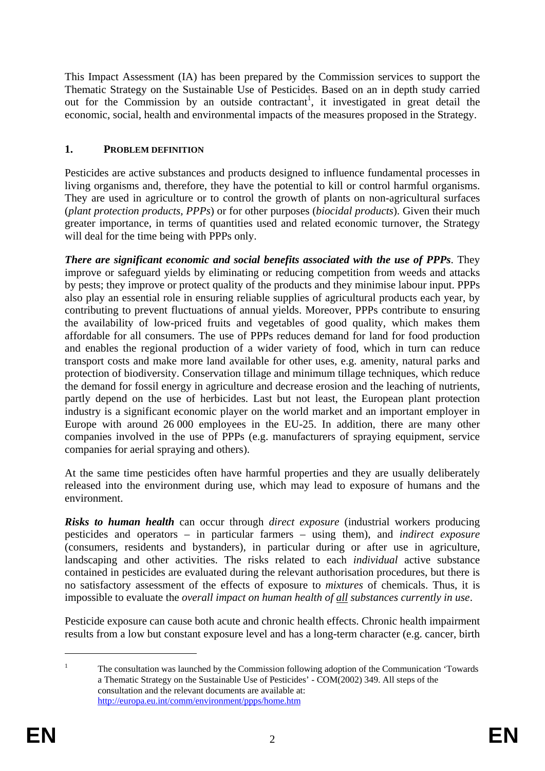This Impact Assessment (IA) has been prepared by the Commission services to support the Thematic Strategy on the Sustainable Use of Pesticides. Based on an in depth study carried out for the Commission by an outside contractant[1], it investigated in great detail the economic, social, health and environmental impacts of the measures proposed in the Strategy.

## 1. PROBLEM DEFINITION

Pesticides are active substances and products designed to influence fundamental processes in living organisms and, therefore, they have the potential to kill or control harmful organisms. They are used in agriculture or to control the growth of plants on non-agricultural surfaces (*plant protection products, PPPs*) or for other purposes (*biocidal products*). Given their much greater importance, in terms of quantities used and related economic turnover, the Strategy will deal for the time being with PPPs only.

***There are significant economic and social benefits associated with the use of PPPs***. They improve or safeguard yields by eliminating or reducing competition from weeds and attacks by pests; they improve or protect quality of the products and they minimise labour input. PPPs also play an essential role in ensuring reliable supplies of agricultural products each year, by contributing to prevent fluctuations of annual yields. Moreover, PPPs contribute to ensuring the availability of low-priced fruits and vegetables of good quality, which makes them affordable for all consumers. The use of PPPs reduces demand for land for food production and enables the regional production of a wider variety of food, which in turn can reduce transport costs and make more land available for other uses, e.g. amenity, natural parks and protection of biodiversity. Conservation tillage and minimum tillage techniques, which reduce the demand for fossil energy in agriculture and decrease erosion and the leaching of nutrients, partly depend on the use of herbicides. Last but not least, the European plant protection industry is a significant economic player on the world market and an important employer in Europe with around 26 000 employees in the EU-25. In addition, there are many other companies involved in the use of PPPs (e.g. manufacturers of spraying equipment, service companies for aerial spraying and others).

At the same time pesticides often have harmful properties and they are usually deliberately released into the environment during use, which may lead to exposure of humans and the environment.

***Risks to human health*** can occur through *direct exposure* (industrial workers producing pesticides and operators – in particular farmers – using them), and *indirect exposure* (consumers, residents and bystanders), in particular during or after use in agriculture, landscaping and other activities. The risks related to each *individual* active substance contained in pesticides are evaluated during the relevant authorisation procedures, but there is no satisfactory assessment of the effects of exposure to *mixtures* of chemicals. Thus, it is impossible to evaluate the *overall impact on human health of <u>all</u> substances currently in use*.

Pesticide exposure can cause both acute and chronic health effects. Chronic health impairment results from a low but constant exposure level and has a long-term character (e.g. cancer, birth

[1] The consultation was launched by the Commission following adoption of the Communication 'Towards a Thematic Strategy on the Sustainable Use of Pesticides' - COM(2002) 349. All steps of the consultation and the relevant documents are available at: http://europa.eu.int/comm/environment/ppps/home.htm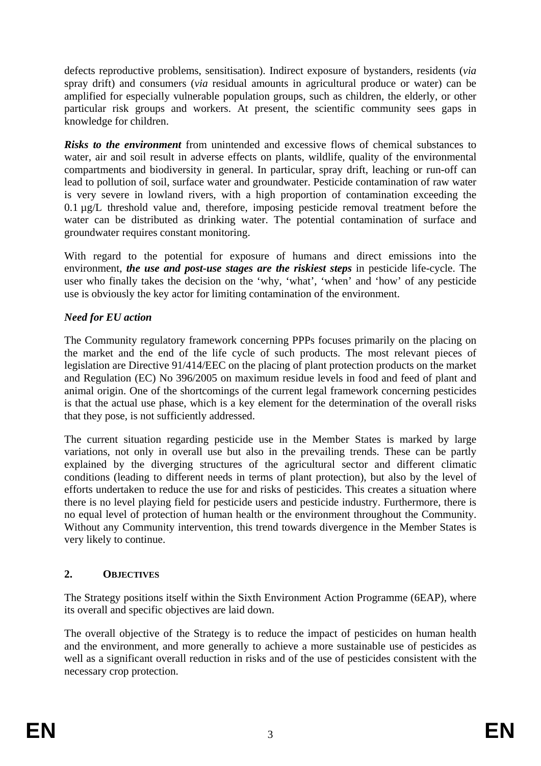defects reproductive problems, sensitisation). Indirect exposure of bystanders, residents (*via* spray drift) and consumers (*via* residual amounts in agricultural produce or water) can be amplified for especially vulnerable population groups, such as children, the elderly, or other particular risk groups and workers. At present, the scientific community sees gaps in knowledge for children.

***Risks to the environment*** from unintended and excessive flows of chemical substances to water, air and soil result in adverse effects on plants, wildlife, quality of the environmental compartments and biodiversity in general. In particular, spray drift, leaching or run-off can lead to pollution of soil, surface water and groundwater. Pesticide contamination of raw water is very severe in lowland rivers, with a high proportion of contamination exceeding the 0.1 µg/L threshold value and, therefore, imposing pesticide removal treatment before the water can be distributed as drinking water. The potential contamination of surface and groundwater requires constant monitoring.

With regard to the potential for exposure of humans and direct emissions into the environment, ***the use and post-use stages are the riskiest steps*** in pesticide life-cycle. The user who finally takes the decision on the 'why, 'what', 'when' and 'how' of any pesticide use is obviously the key actor for limiting contamination of the environment.

***Need for EU action***

The Community regulatory framework concerning PPPs focuses primarily on the placing on the market and the end of the life cycle of such products. The most relevant pieces of legislation are Directive 91/414/EEC on the placing of plant protection products on the market and Regulation (EC) No 396/2005 on maximum residue levels in food and feed of plant and animal origin. One of the shortcomings of the current legal framework concerning pesticides is that the actual use phase, which is a key element for the determination of the overall risks that they pose, is not sufficiently addressed.

The current situation regarding pesticide use in the Member States is marked by large variations, not only in overall use but also in the prevailing trends. These can be partly explained by the diverging structures of the agricultural sector and different climatic conditions (leading to different needs in terms of plant protection), but also by the level of efforts undertaken to reduce the use for and risks of pesticides. This creates a situation where there is no level playing field for pesticide users and pesticide industry. Furthermore, there is no equal level of protection of human health or the environment throughout the Community. Without any Community intervention, this trend towards divergence in the Member States is very likely to continue.

## 2. OBJECTIVES

The Strategy positions itself within the Sixth Environment Action Programme (6EAP), where its overall and specific objectives are laid down.

The overall objective of the Strategy is to reduce the impact of pesticides on human health and the environment, and more generally to achieve a more sustainable use of pesticides as well as a significant overall reduction in risks and of the use of pesticides consistent with the necessary crop protection.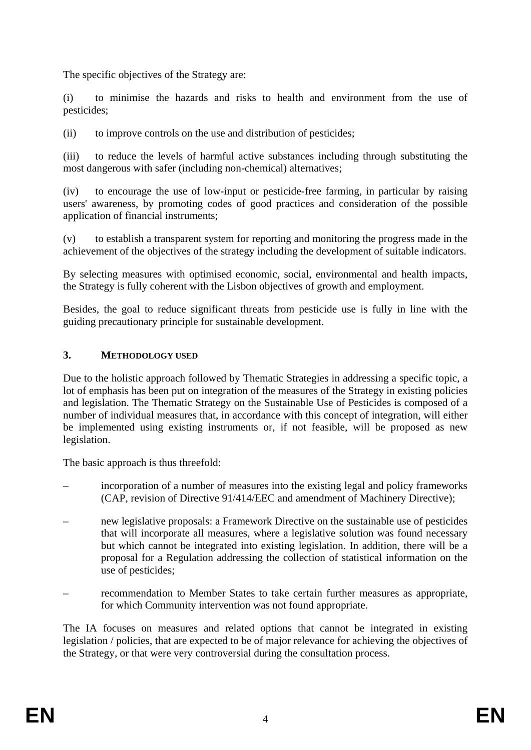The specific objectives of the Strategy are:

(i) to minimise the hazards and risks to health and environment from the use of pesticides;

(ii) to improve controls on the use and distribution of pesticides;

(iii) to reduce the levels of harmful active substances including through substituting the most dangerous with safer (including non-chemical) alternatives;

(iv) to encourage the use of low-input or pesticide-free farming, in particular by raising users' awareness, by promoting codes of good practices and consideration of the possible application of financial instruments;

(v) to establish a transparent system for reporting and monitoring the progress made in the achievement of the objectives of the strategy including the development of suitable indicators.

By selecting measures with optimised economic, social, environmental and health impacts, the Strategy is fully coherent with the Lisbon objectives of growth and employment.

Besides, the goal to reduce significant threats from pesticide use is fully in line with the guiding precautionary principle for sustainable development.

## 3. METHODOLOGY USED

Due to the holistic approach followed by Thematic Strategies in addressing a specific topic, a lot of emphasis has been put on integration of the measures of the Strategy in existing policies and legislation. The Thematic Strategy on the Sustainable Use of Pesticides is composed of a number of individual measures that, in accordance with this concept of integration, will either be implemented using existing instruments or, if not feasible, will be proposed as new legislation.

The basic approach is thus threefold:

- incorporation of a number of measures into the existing legal and policy frameworks (CAP, revision of Directive 91/414/EEC and amendment of Machinery Directive);
- new legislative proposals: a Framework Directive on the sustainable use of pesticides that will incorporate all measures, where a legislative solution was found necessary but which cannot be integrated into existing legislation. In addition, there will be a proposal for a Regulation addressing the collection of statistical information on the use of pesticides;
- recommendation to Member States to take certain further measures as appropriate, for which Community intervention was not found appropriate.

The IA focuses on measures and related options that cannot be integrated in existing legislation / policies, that are expected to be of major relevance for achieving the objectives of the Strategy, or that were very controversial during the consultation process.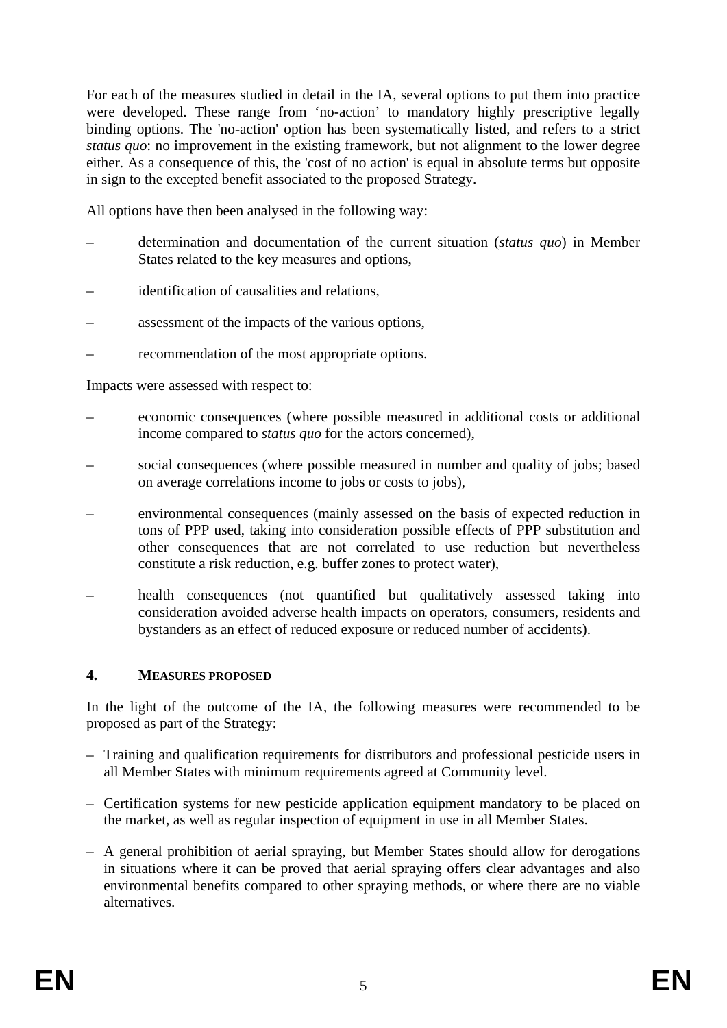For each of the measures studied in detail in the IA, several options to put them into practice were developed. These range from ‘no-action’ to mandatory highly prescriptive legally binding options. The 'no-action' option has been systematically listed, and refers to a strict *status quo*: no improvement in the existing framework, but not alignment to the lower degree either. As a consequence of this, the 'cost of no action' is equal in absolute terms but opposite in sign to the excepted benefit associated to the proposed Strategy.

All options have then been analysed in the following way:

– determination and documentation of the current situation (*status quo*) in Member States related to the key measures and options,

– identification of causalities and relations,

– assessment of the impacts of the various options,

– recommendation of the most appropriate options.

Impacts were assessed with respect to:

– economic consequences (where possible measured in additional costs or additional income compared to *status quo* for the actors concerned),

– social consequences (where possible measured in number and quality of jobs; based on average correlations income to jobs or costs to jobs),

– environmental consequences (mainly assessed on the basis of expected reduction in tons of PPP used, taking into consideration possible effects of PPP substitution and other consequences that are not correlated to use reduction but nevertheless constitute a risk reduction, e.g. buffer zones to protect water),

– health consequences (not quantified but qualitatively assessed taking into consideration avoided adverse health impacts on operators, consumers, residents and bystanders as an effect of reduced exposure or reduced number of accidents).

## 4. MEASURES PROPOSED

In the light of the outcome of the IA, the following measures were recommended to be proposed as part of the Strategy:

– Training and qualification requirements for distributors and professional pesticide users in all Member States with minimum requirements agreed at Community level.

– Certification systems for new pesticide application equipment mandatory to be placed on the market, as well as regular inspection of equipment in use in all Member States.

– A general prohibition of aerial spraying, but Member States should allow for derogations in situations where it can be proved that aerial spraying offers clear advantages and also environmental benefits compared to other spraying methods, or where there are no viable alternatives.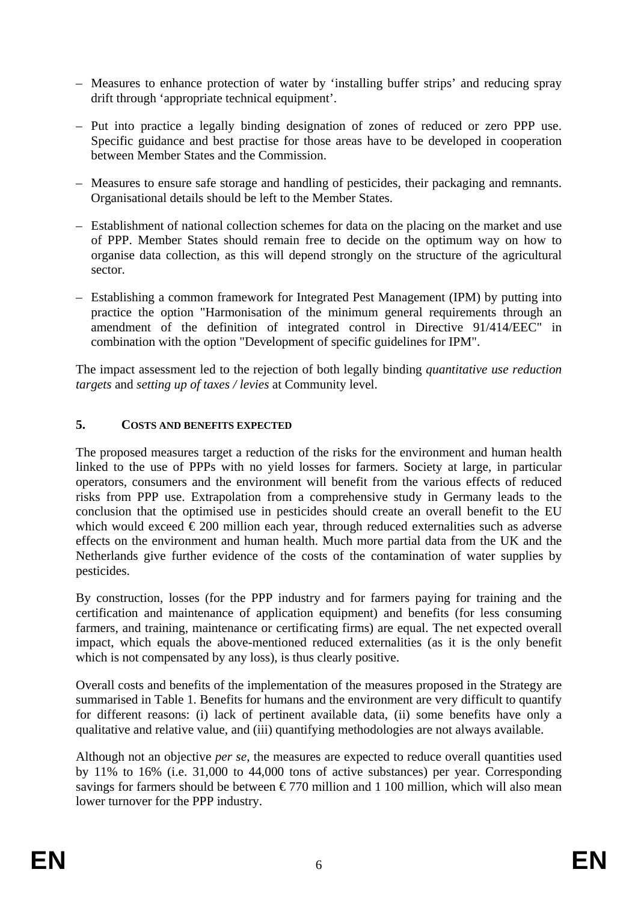- Measures to enhance protection of water by 'installing buffer strips' and reducing spray drift through 'appropriate technical equipment'.
- Put into practice a legally binding designation of zones of reduced or zero PPP use. Specific guidance and best practise for those areas have to be developed in cooperation between Member States and the Commission.
- Measures to ensure safe storage and handling of pesticides, their packaging and remnants. Organisational details should be left to the Member States.
- Establishment of national collection schemes for data on the placing on the market and use of PPP. Member States should remain free to decide on the optimum way on how to organise data collection, as this will depend strongly on the structure of the agricultural sector.
- Establishing a common framework for Integrated Pest Management (IPM) by putting into practice the option "Harmonisation of the minimum general requirements through an amendment of the definition of integrated control in Directive 91/414/EEC" in combination with the option "Development of specific guidelines for IPM".

The impact assessment led to the rejection of both legally binding *quantitative use reduction targets* and *setting up of taxes / levies* at Community level.

## 5. COSTS AND BENEFITS EXPECTED

The proposed measures target a reduction of the risks for the environment and human health linked to the use of PPPs with no yield losses for farmers. Society at large, in particular operators, consumers and the environment will benefit from the various effects of reduced risks from PPP use. Extrapolation from a comprehensive study in Germany leads to the conclusion that the optimised use in pesticides should create an overall benefit to the EU which would exceed € 200 million each year, through reduced externalities such as adverse effects on the environment and human health. Much more partial data from the UK and the Netherlands give further evidence of the costs of the contamination of water supplies by pesticides.

By construction, losses (for the PPP industry and for farmers paying for training and the certification and maintenance of application equipment) and benefits (for less consuming farmers, and training, maintenance or certificating firms) are equal. The net expected overall impact, which equals the above-mentioned reduced externalities (as it is the only benefit which is not compensated by any loss), is thus clearly positive.

Overall costs and benefits of the implementation of the measures proposed in the Strategy are summarised in Table 1. Benefits for humans and the environment are very difficult to quantify for different reasons: (i) lack of pertinent available data, (ii) some benefits have only a qualitative and relative value, and (iii) quantifying methodologies are not always available.

Although not an objective *per se*, the measures are expected to reduce overall quantities used by 11% to 16% (i.e. 31,000 to 44,000 tons of active substances) per year. Corresponding savings for farmers should be between € 770 million and 1 100 million, which will also mean lower turnover for the PPP industry.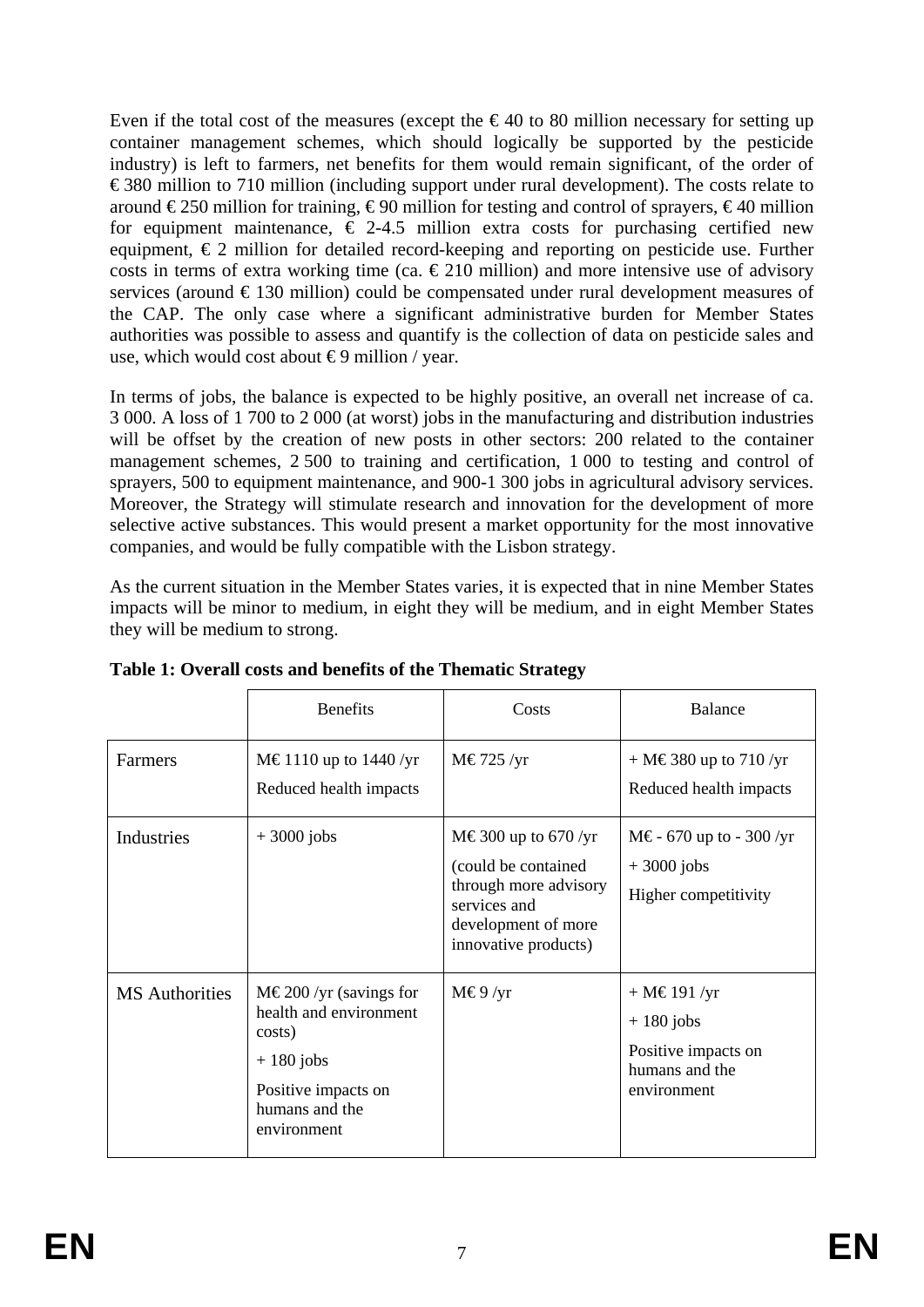Even if the total cost of the measures (except the € 40 to 80 million necessary for setting up container management schemes, which should logically be supported by the pesticide industry) is left to farmers, net benefits for them would remain significant, of the order of € 380 million to 710 million (including support under rural development). The costs relate to around € 250 million for training, € 90 million for testing and control of sprayers, € 40 million for equipment maintenance, € 2-4.5 million extra costs for purchasing certified new equipment, € 2 million for detailed record-keeping and reporting on pesticide use. Further costs in terms of extra working time (ca. € 210 million) and more intensive use of advisory services (around € 130 million) could be compensated under rural development measures of the CAP. The only case where a significant administrative burden for Member States authorities was possible to assess and quantify is the collection of data on pesticide sales and use, which would cost about € 9 million / year.

In terms of jobs, the balance is expected to be highly positive, an overall net increase of ca. 3 000. A loss of 1 700 to 2 000 (at worst) jobs in the manufacturing and distribution industries will be offset by the creation of new posts in other sectors: 200 related to the container management schemes, 2 500 to training and certification, 1 000 to testing and control of sprayers, 500 to equipment maintenance, and 900-1 300 jobs in agricultural advisory services. Moreover, the Strategy will stimulate research and innovation for the development of more selective active substances. This would present a market opportunity for the most innovative companies, and would be fully compatible with the Lisbon strategy.

As the current situation in the Member States varies, it is expected that in nine Member States impacts will be minor to medium, in eight they will be medium, and in eight Member States they will be medium to strong.

**Table 1: Overall costs and benefits of the Thematic Strategy**

| | Benefits | Costs | Balance |
|---|---|---|---|
| Farmers | M€ 1110 up to 1440 /yr<br>Reduced health impacts | M€ 725 /yr | + M€ 380 up to 710 /yr<br>Reduced health impacts |
| Industries | + 3000 jobs | M€ 300 up to 670 /yr<br>(could be contained through more advisory services and development of more innovative products) | M€ - 670 up to - 300 /yr<br>+ 3000 jobs<br>Higher competitivity |
| MS Authorities | M€ 200 /yr (savings for health and environment costs)<br>+ 180 jobs<br>Positive impacts on humans and the environment | M€ 9 /yr | + M€ 191 /yr<br>+ 180 jobs<br>Positive impacts on humans and the environment |